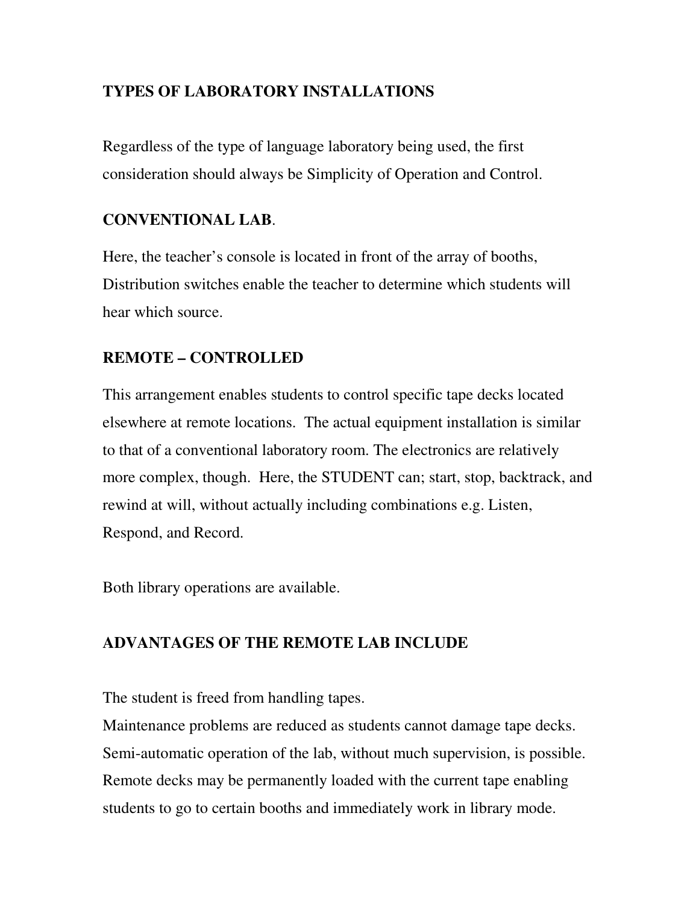## TYPES OF LABORATORY INSTALLATIONS

Regardless of the type of language laboratory being used, the first consideration should always be Simplicity of Operation and Control.

### CONVENTIONAL LAB.

Here, the teacher's console is located in front of the array of booths, Distribution switches enable the teacher to determine which students will hear which source.

### REMOTE – CONTROLLED

This arrangement enables students to control specific tape decks located elsewhere at remote locations. The actual equipment installation is similar to that of a conventional laboratory room. The electronics are relatively more complex, though. Here, the STUDENT can; start, stop, backtrack, and rewind at will, without actually including combinations e.g. Listen, Respond, and Record.

Both library operations are available.

### ADVANTAGES OF THE REMOTE LAB INCLUDE

The student is freed from handling tapes.
Maintenance problems are reduced as students cannot damage tape decks.
Semi-automatic operation of the lab, without much supervision, is possible.
Remote decks may be permanently loaded with the current tape enabling students to go to certain booths and immediately work in library mode.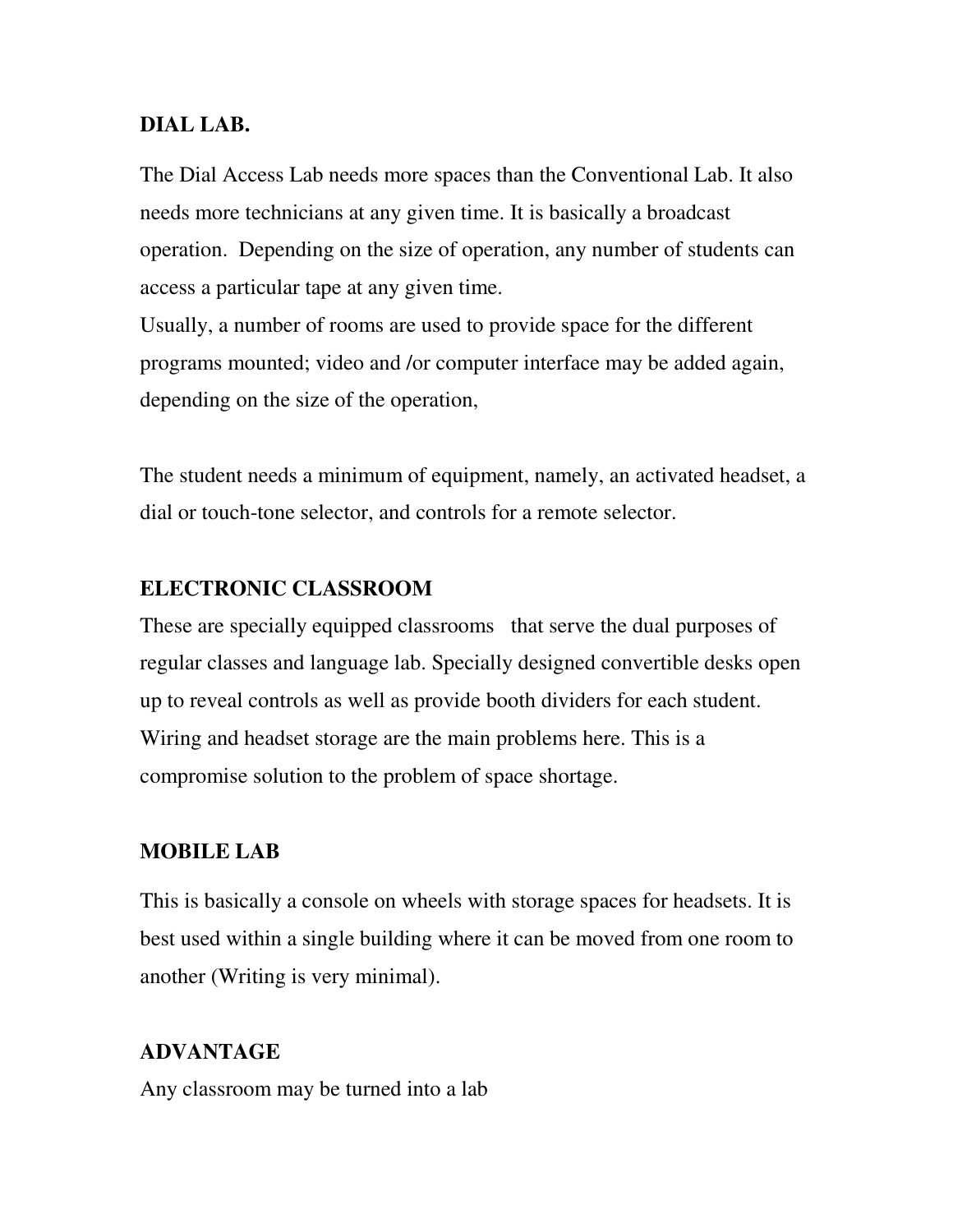**DIAL LAB.**

The Dial Access Lab needs more spaces than the Conventional Lab. It also needs more technicians at any given time. It is basically a broadcast operation. Depending on the size of operation, any number of students can access a particular tape at any given time.
Usually, a number of rooms are used to provide space for the different programs mounted; video and /or computer interface may be added again, depending on the size of the operation,

The student needs a minimum of equipment, namely, an activated headset, a dial or touch-tone selector, and controls for a remote selector.

**ELECTRONIC CLASSROOM**

These are specially equipped classrooms that serve the dual purposes of regular classes and language lab. Specially designed convertible desks open up to reveal controls as well as provide booth dividers for each student. Wiring and headset storage are the main problems here. This is a compromise solution to the problem of space shortage.

**MOBILE LAB**

This is basically a console on wheels with storage spaces for headsets. It is best used within a single building where it can be moved from one room to another (Writing is very minimal).

**ADVANTAGE**

Any classroom may be turned into a lab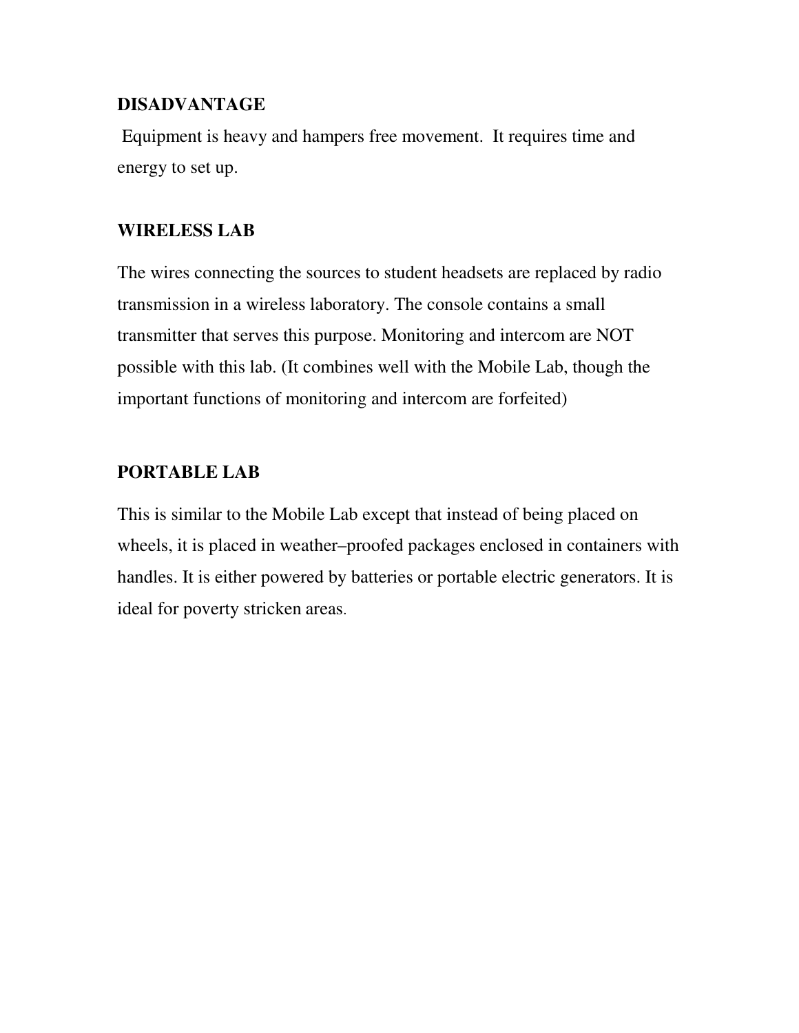**DISADVANTAGE**

Equipment is heavy and hampers free movement. It requires time and energy to set up.

**WIRELESS LAB**

The wires connecting the sources to student headsets are replaced by radio transmission in a wireless laboratory. The console contains a small transmitter that serves this purpose. Monitoring and intercom are NOT possible with this lab. (It combines well with the Mobile Lab, though the important functions of monitoring and intercom are forfeited)

**PORTABLE LAB**

This is similar to the Mobile Lab except that instead of being placed on wheels, it is placed in weather–proofed packages enclosed in containers with handles. It is either powered by batteries or portable electric generators. It is ideal for poverty stricken areas.